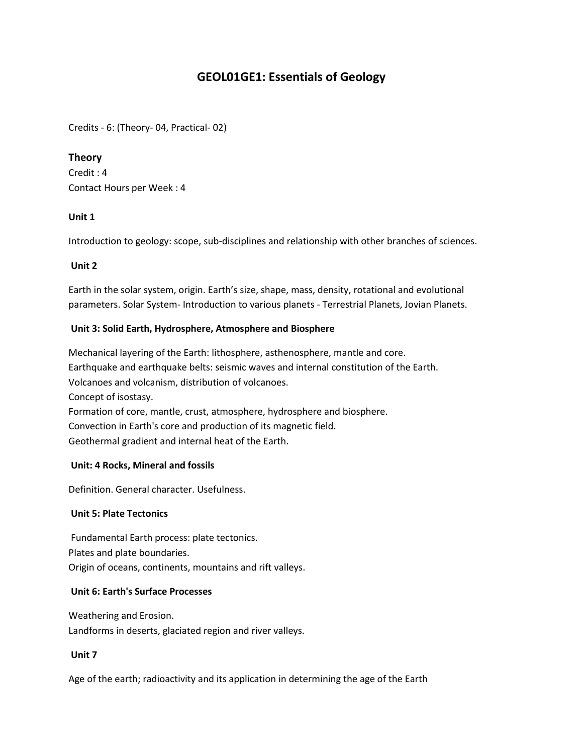# GEOL01GE1: Essentials of Geology

Credits - 6: (Theory- 04, Practical- 02)

## Theory

Credit : 4
Contact Hours per Week : 4

**Unit 1**

Introduction to geology: scope, sub-disciplines and relationship with other branches of sciences.

**Unit 2**

Earth in the solar system, origin. Earth's size, shape, mass, density, rotational and evolutional parameters. Solar System- Introduction to various planets - Terrestrial Planets, Jovian Planets.

**Unit 3: Solid Earth, Hydrosphere, Atmosphere and Biosphere**

Mechanical layering of the Earth: lithosphere, asthenosphere, mantle and core.
Earthquake and earthquake belts: seismic waves and internal constitution of the Earth.
Volcanoes and volcanism, distribution of volcanoes.
Concept of isostasy.
Formation of core, mantle, crust, atmosphere, hydrosphere and biosphere.
Convection in Earth's core and production of its magnetic field.
Geothermal gradient and internal heat of the Earth.

**Unit: 4 Rocks, Mineral and fossils**

Definition. General character. Usefulness.

**Unit 5: Plate Tectonics**

Fundamental Earth process: plate tectonics.
Plates and plate boundaries.
Origin of oceans, continents, mountains and rift valleys.

**Unit 6: Earth's Surface Processes**

Weathering and Erosion.
Landforms in deserts, glaciated region and river valleys.

**Unit 7**

Age of the earth; radioactivity and its application in determining the age of the Earth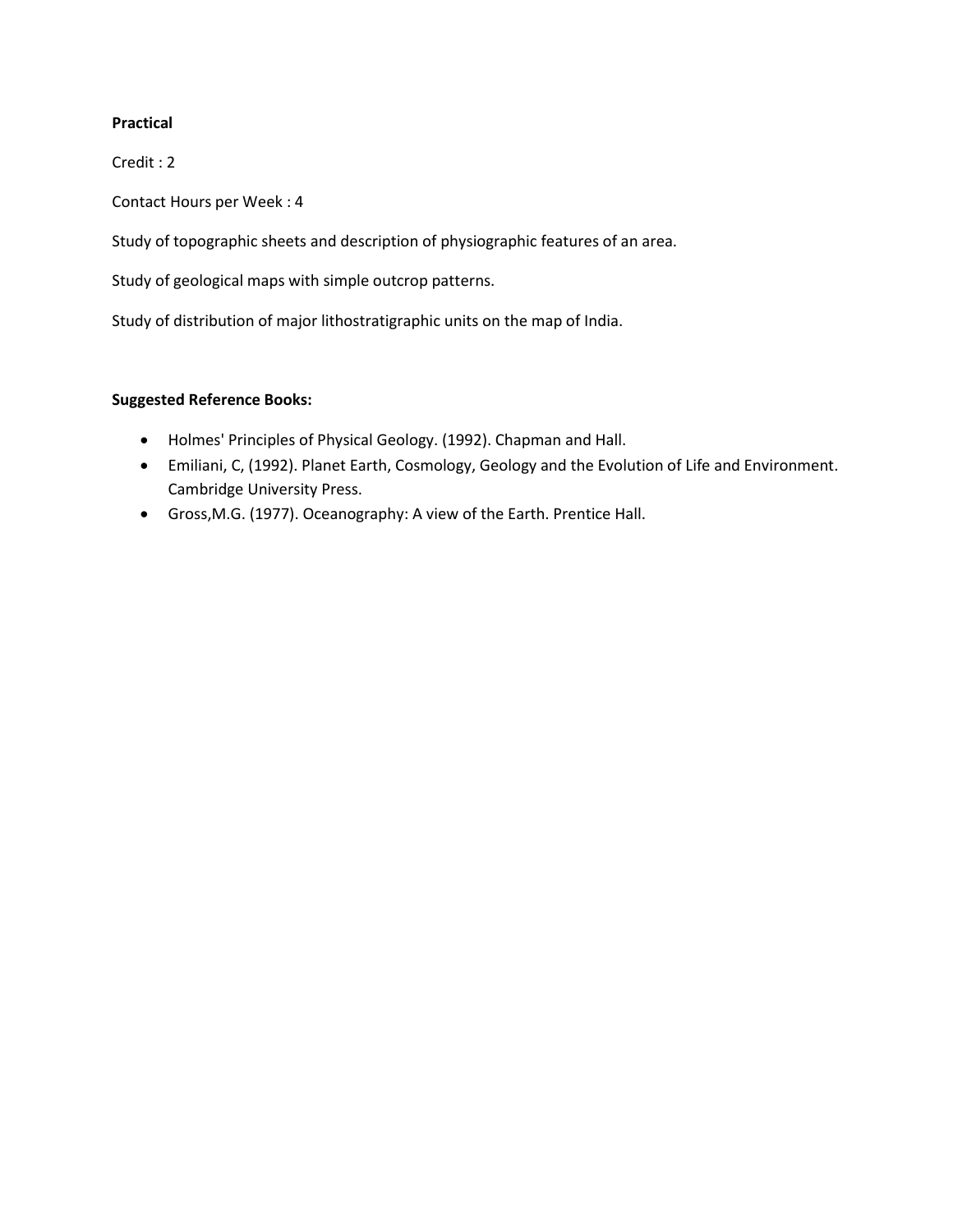**Practical**

Credit : 2

Contact Hours per Week : 4

Study of topographic sheets and description of physiographic features of an area.

Study of geological maps with simple outcrop patterns.

Study of distribution of major lithostratigraphic units on the map of India.

**Suggested Reference Books:**

- Holmes' Principles of Physical Geology. (1992). Chapman and Hall.
- Emiliani, C, (1992). Planet Earth, Cosmology, Geology and the Evolution of Life and Environment. Cambridge University Press.
- Gross,M.G. (1977). Oceanography: A view of the Earth. Prentice Hall.